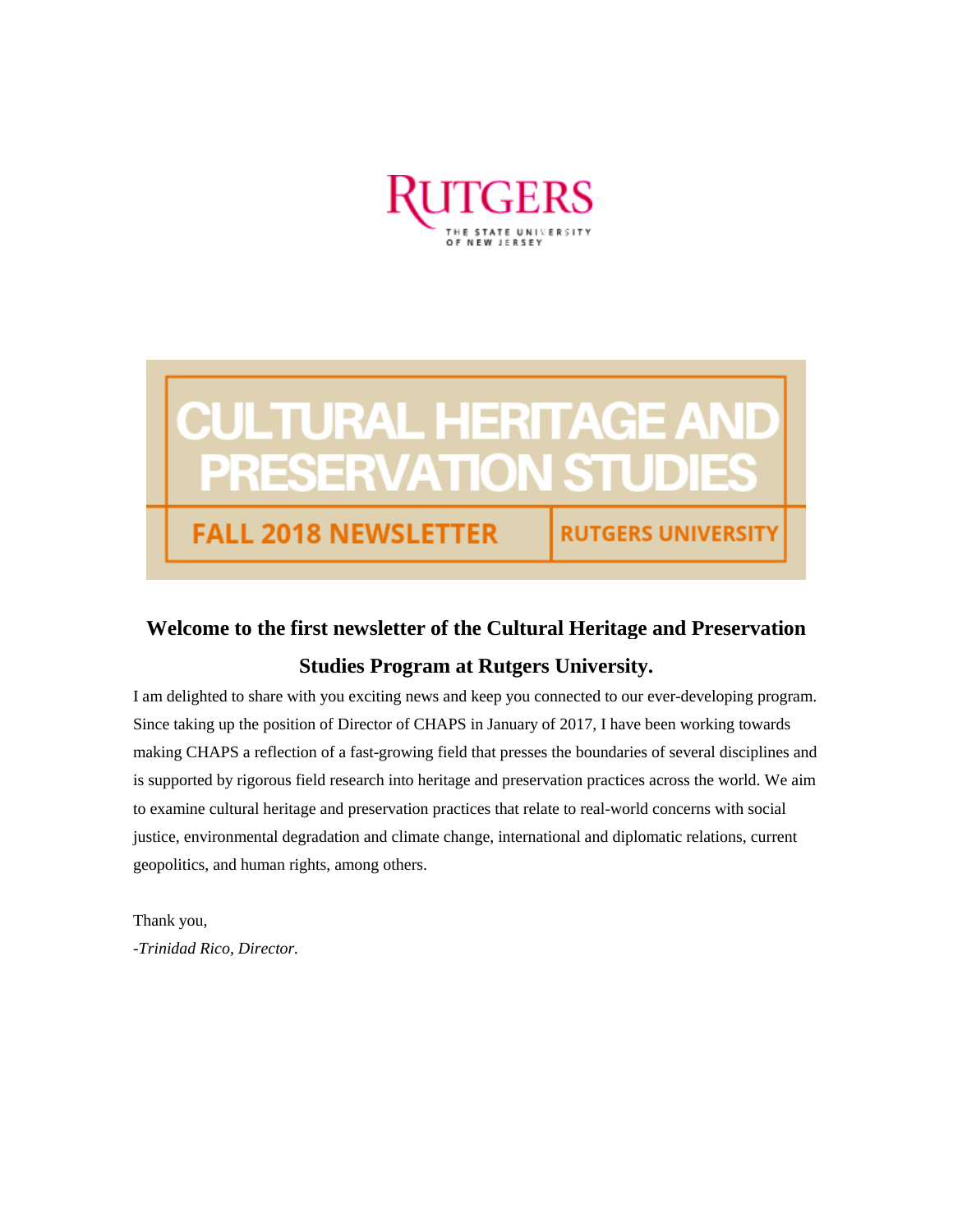RUTGERS
THE STATE UNIVERSITY OF NEW JERSEY

# CULTURAL HERITAGE AND PRESERVATION STUDIES

FALL 2018 NEWSLETTER | RUTGERS UNIVERSITY

## Welcome to the first newsletter of the Cultural Heritage and Preservation Studies Program at Rutgers University.

I am delighted to share with you exciting news and keep you connected to our ever-developing program. Since taking up the position of Director of CHAPS in January of 2017, I have been working towards making CHAPS a reflection of a fast-growing field that presses the boundaries of several disciplines and is supported by rigorous field research into heritage and preservation practices across the world. We aim to examine cultural heritage and preservation practices that relate to real-world concerns with social justice, environmental degradation and climate change, international and diplomatic relations, current geopolitics, and human rights, among others.

Thank you,
-*Trinidad Rico, Director.*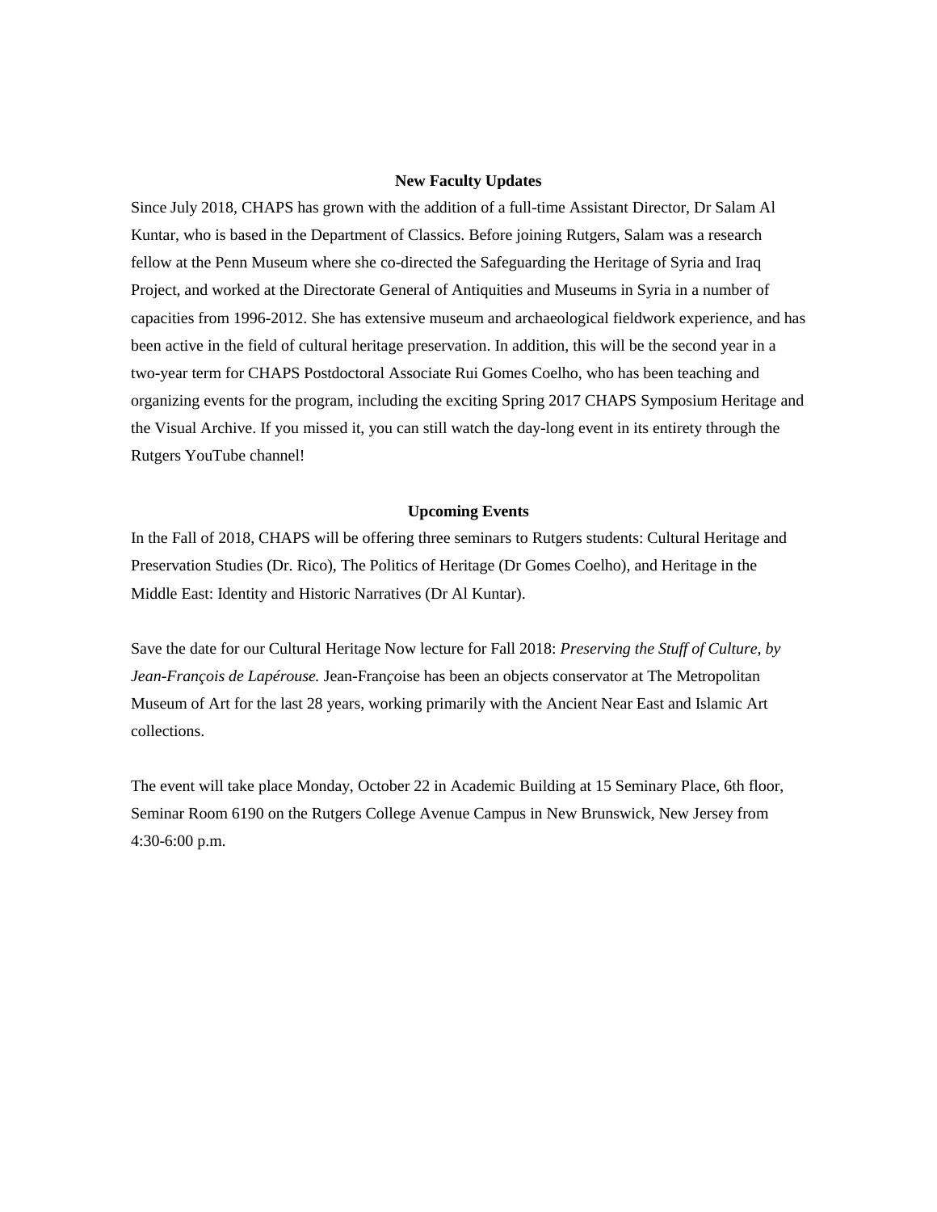## New Faculty Updates

Since July 2018, CHAPS has grown with the addition of a full-time Assistant Director, Dr Salam Al Kuntar, who is based in the Department of Classics. Before joining Rutgers, Salam was a research fellow at the Penn Museum where she co-directed the Safeguarding the Heritage of Syria and Iraq Project, and worked at the Directorate General of Antiquities and Museums in Syria in a number of capacities from 1996-2012. She has extensive museum and archaeological fieldwork experience, and has been active in the field of cultural heritage preservation. In addition, this will be the second year in a two-year term for CHAPS Postdoctoral Associate Rui Gomes Coelho, who has been teaching and organizing events for the program, including the exciting Spring 2017 CHAPS Symposium Heritage and the Visual Archive. If you missed it, you can still watch the day-long event in its entirety through the Rutgers YouTube channel!

## Upcoming Events

In the Fall of 2018, CHAPS will be offering three seminars to Rutgers students: Cultural Heritage and Preservation Studies (Dr. Rico), The Politics of Heritage (Dr Gomes Coelho), and Heritage in the Middle East: Identity and Historic Narratives (Dr Al Kuntar).

Save the date for our Cultural Heritage Now lecture for Fall 2018: *Preserving the Stuff of Culture, by Jean-François de Lapérouse.* Jean-Françoise has been an objects conservator at The Metropolitan Museum of Art for the last 28 years, working primarily with the Ancient Near East and Islamic Art collections.

The event will take place Monday, October 22 in Academic Building at 15 Seminary Place, 6th floor, Seminar Room 6190 on the Rutgers College Avenue Campus in New Brunswick, New Jersey from 4:30-6:00 p.m.